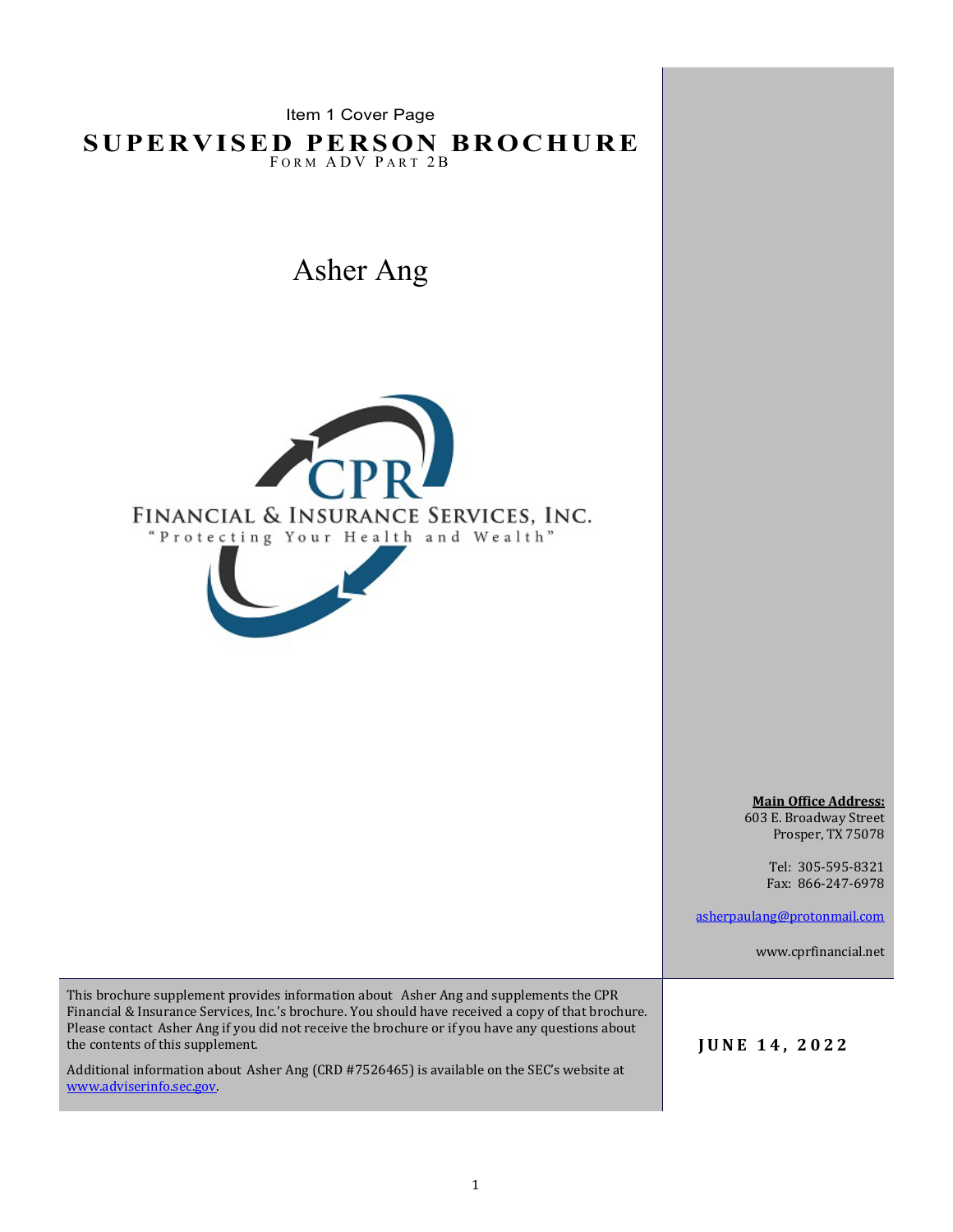Item 1 Cover Page

# SUPERVISED PERSON BROCHURE

FORM ADV PART 2B

## Asher Ang

CPR

FINANCIAL & INSURANCE SERVICES, INC.

"Protecting Your Health and Wealth"

**Main Office Address:**
603 E. Broadway Street
Prosper, TX 75078

Tel: 305-595-8321
Fax: 866-247-6978

asherpaulang@protonmail.com

www.cprfinancial.net

This brochure supplement provides information about Asher Ang and supplements the CPR Financial & Insurance Services, Inc.'s brochure. You should have received a copy of that brochure. Please contact Asher Ang if you did not receive the brochure or if you have any questions about the contents of this supplement.

Additional information about Asher Ang (CRD #7526465) is available on the SEC's website at www.adviserinfo.sec.gov.

**JUNE 14, 2022**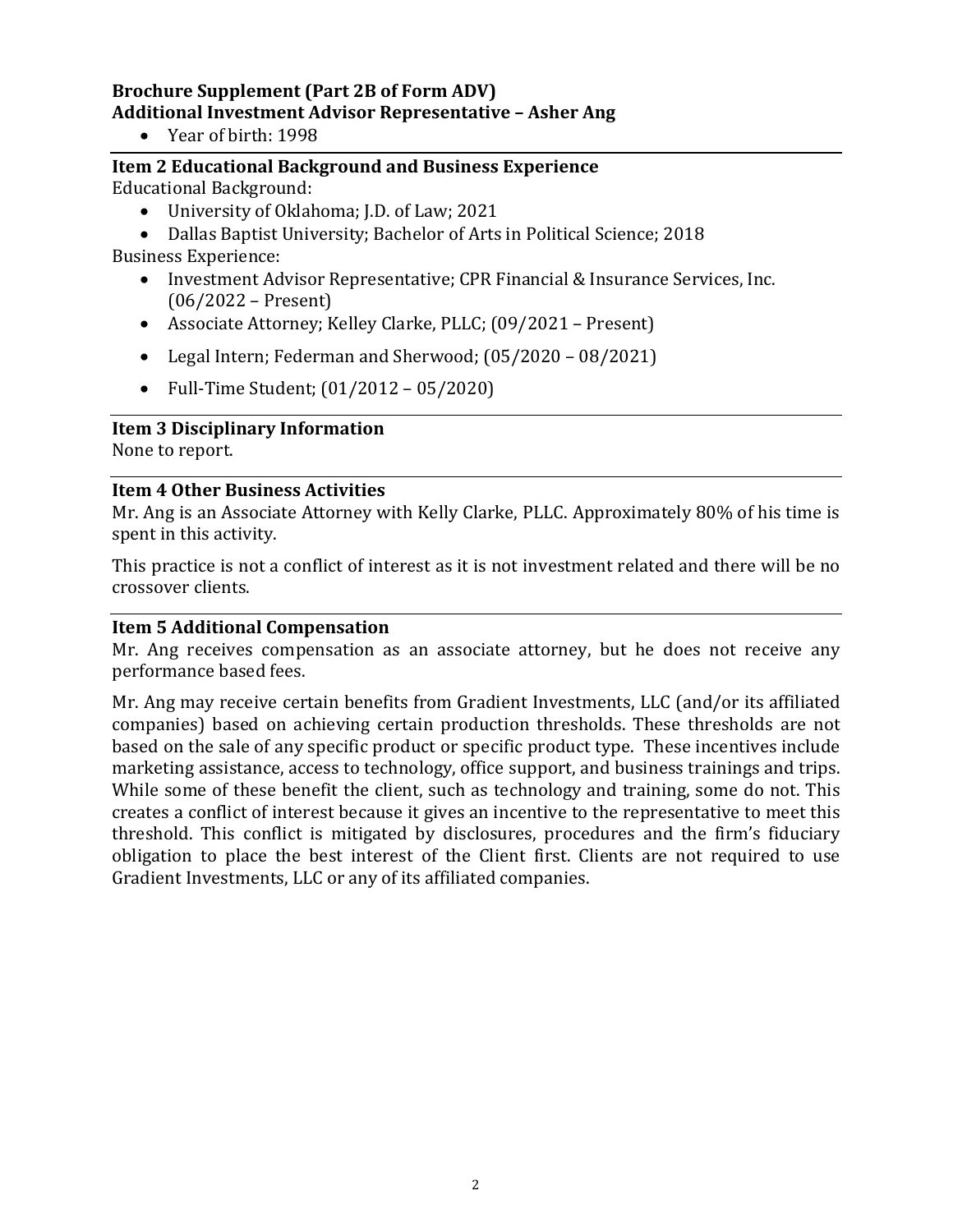**Brochure Supplement (Part 2B of Form ADV)**
**Additional Investment Advisor Representative – Asher Ang**

- Year of birth: 1998

### Item 2 Educational Background and Business Experience

Educational Background:

- University of Oklahoma; J.D. of Law; 2021
- Dallas Baptist University; Bachelor of Arts in Political Science; 2018

Business Experience:

- Investment Advisor Representative; CPR Financial & Insurance Services, Inc. (06/2022 – Present)
- Associate Attorney; Kelley Clarke, PLLC; (09/2021 – Present)
- Legal Intern; Federman and Sherwood; (05/2020 – 08/2021)
- Full-Time Student; (01/2012 – 05/2020)

### Item 3 Disciplinary Information

None to report.

### Item 4 Other Business Activities

Mr. Ang is an Associate Attorney with Kelly Clarke, PLLC. Approximately 80% of his time is spent in this activity.

This practice is not a conflict of interest as it is not investment related and there will be no crossover clients.

### Item 5 Additional Compensation

Mr. Ang receives compensation as an associate attorney, but he does not receive any performance based fees.

Mr. Ang may receive certain benefits from Gradient Investments, LLC (and/or its affiliated companies) based on achieving certain production thresholds. These thresholds are not based on the sale of any specific product or specific product type. These incentives include marketing assistance, access to technology, office support, and business trainings and trips. While some of these benefit the client, such as technology and training, some do not. This creates a conflict of interest because it gives an incentive to the representative to meet this threshold. This conflict is mitigated by disclosures, procedures and the firm's fiduciary obligation to place the best interest of the Client first. Clients are not required to use Gradient Investments, LLC or any of its affiliated companies.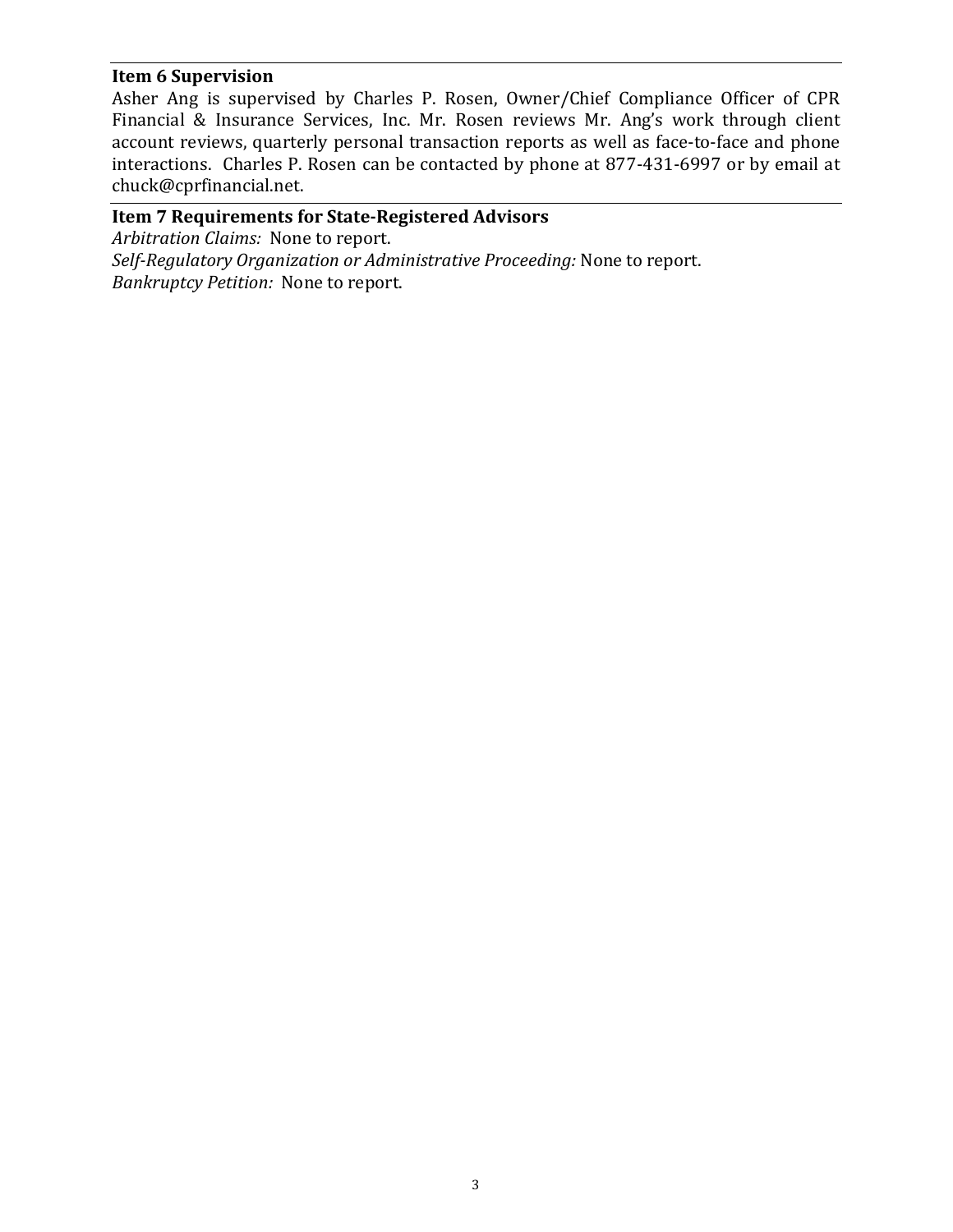## Item 6 Supervision

Asher Ang is supervised by Charles P. Rosen, Owner/Chief Compliance Officer of CPR Financial & Insurance Services, Inc. Mr. Rosen reviews Mr. Ang's work through client account reviews, quarterly personal transaction reports as well as face-to-face and phone interactions. Charles P. Rosen can be contacted by phone at 877-431-6997 or by email at chuck@cprfinancial.net.

## Item 7 Requirements for State-Registered Advisors

*Arbitration Claims:* None to report.
*Self-Regulatory Organization or Administrative Proceeding:* None to report.
*Bankruptcy Petition:* None to report.